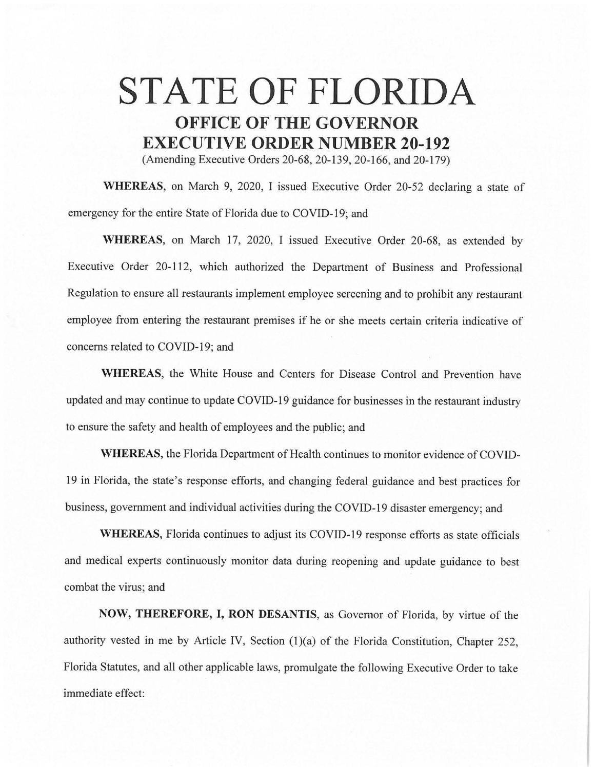# STATE OF FLORIDA

## OFFICE OF THE GOVERNOR

## EXECUTIVE ORDER NUMBER 20-192

(Amending Executive Orders 20-68, 20-139, 20-166, and 20-179)

**WHEREAS**, on March 9, 2020, I issued Executive Order 20-52 declaring a state of emergency for the entire State of Florida due to COVID-19; and

**WHEREAS**, on March 17, 2020, I issued Executive Order 20-68, as extended by Executive Order 20-112, which authorized the Department of Business and Professional Regulation to ensure all restaurants implement employee screening and to prohibit any restaurant employee from entering the restaurant premises if he or she meets certain criteria indicative of concerns related to COVID-19; and

**WHEREAS**, the White House and Centers for Disease Control and Prevention have updated and may continue to update COVID-19 guidance for businesses in the restaurant industry to ensure the safety and health of employees and the public; and

**WHEREAS**, the Florida Department of Health continues to monitor evidence of COVID-19 in Florida, the state's response efforts, and changing federal guidance and best practices for business, government and individual activities during the COVID-19 disaster emergency; and

**WHEREAS**, Florida continues to adjust its COVID-19 response efforts as state officials and medical experts continuously monitor data during reopening and update guidance to best combat the virus; and

**NOW, THEREFORE, I, RON DESANTIS**, as Governor of Florida, by virtue of the authority vested in me by Article IV, Section (1)(a) of the Florida Constitution, Chapter 252, Florida Statutes, and all other applicable laws, promulgate the following Executive Order to take immediate effect: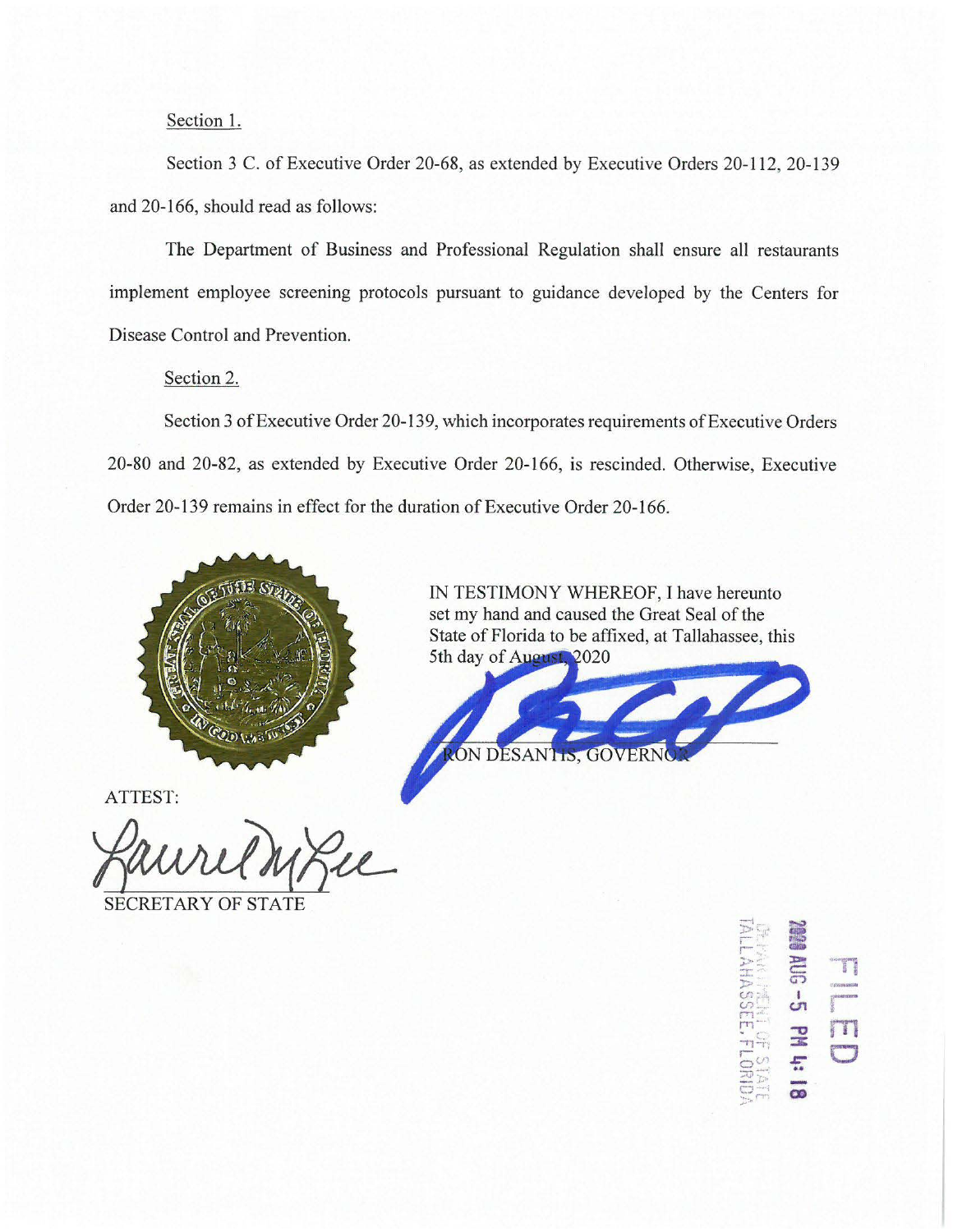Section 1.

Section 3 C. of Executive Order 20-68, as extended by Executive Orders 20-112, 20-139 and 20-166, should read as follows:

The Department of Business and Professional Regulation shall ensure all restaurants implement employee screening protocols pursuant to guidance developed by the Centers for Disease Control and Prevention.

Section 2.

Section 3 of Executive Order 20-139, which incorporates requirements of Executive Orders 20-80 and 20-82, as extended by Executive Order 20-166, is rescinded. Otherwise, Executive Order 20-139 remains in effect for the duration of Executive Order 20-166.

IN TESTIMONY WHEREOF, I have hereunto set my hand and caused the Great Seal of the State of Florida to be affixed, at Tallahassee, this 5th day of August, 2020

RON DESANTIS, GOVERNOR

ATTEST:

SECRETARY OF STATE

FILED

2020 AUG -5 PM 4:18

DEPARTMENT OF STATE
TALLAHASSEE, FLORIDA